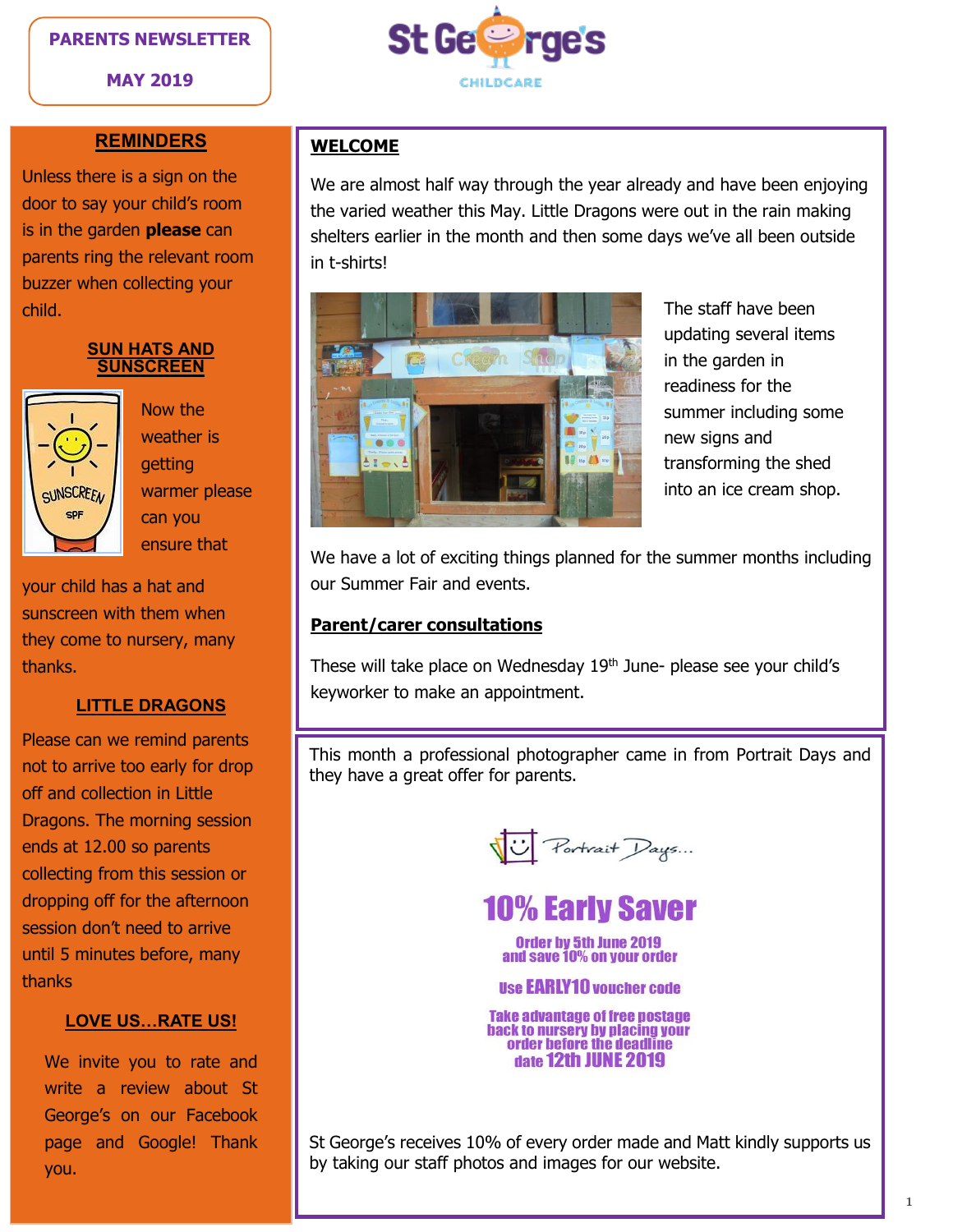**PARENTS NEWSLETTER**

**MAY 2019**

St George's CHILDCARE

## REMINDERS

Unless there is a sign on the door to say your child's room is in the garden **please** can parents ring the relevant room buzzer when collecting your child.

### SUN HATS AND SUNSCREEN

Now the weather is getting warmer please can you ensure that your child has a hat and sunscreen with them when they come to nursery, many thanks.

### LITTLE DRAGONS

Please can we remind parents not to arrive too early for drop off and collection in Little Dragons. The morning session ends at 12.00 so parents collecting from this session or dropping off for the afternoon session don't need to arrive until 5 minutes before, many thanks

### LOVE US…RATE US!

We invite you to rate and write a review about St George's on our Facebook page and Google! Thank you.

## WELCOME

We are almost half way through the year already and have been enjoying the varied weather this May. Little Dragons were out in the rain making shelters earlier in the month and then some days we've all been outside in t-shirts!

The staff have been updating several items in the garden in readiness for the summer including some new signs and transforming the shed into an ice cream shop.

We have a lot of exciting things planned for the summer months including our Summer Fair and events.

### Parent/carer consultations

These will take place on Wednesday 19th June- please see your child's keyworker to make an appointment.

This month a professional photographer came in from Portrait Days and they have a great offer for parents.

Portrait Days...

**10% Early Saver**

**Order by 5th June 2019 and save 10% on your order**

**Use EARLY10 voucher code**

**Take advantage of free postage back to nursery by placing your order before the deadline date 12th JUNE 2019**

St George's receives 10% of every order made and Matt kindly supports us by taking our staff photos and images for our website.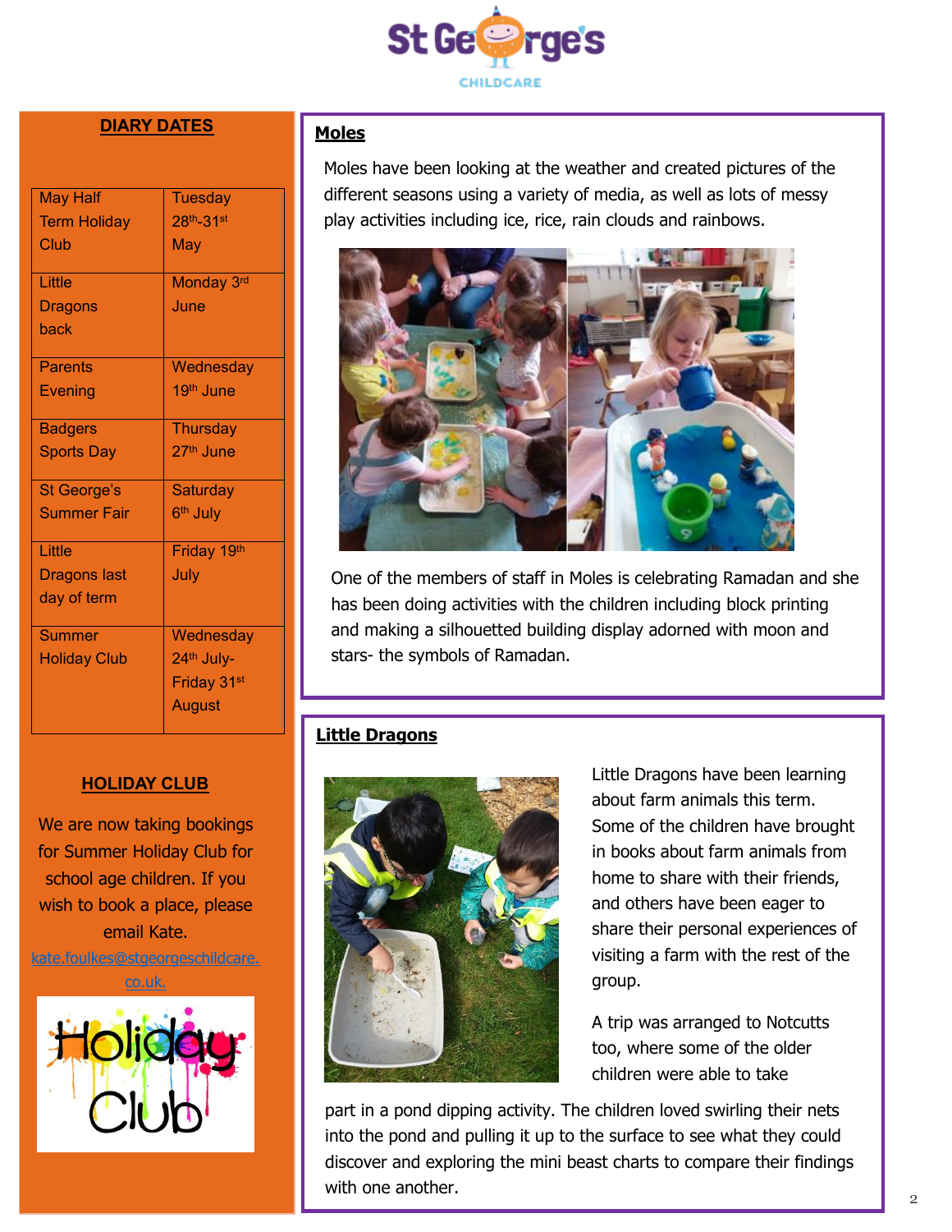## DIARY DATES

| | |
|---|---|
| May Half Term Holiday Club | Tuesday 28th-31st May |
| Little Dragons back | Monday 3rd June |
| Parents Evening | Wednesday 19th June |
| Badgers Sports Day | Thursday 27th June |
| St George's Summer Fair | Saturday 6th July |
| Little Dragons last day of term | Friday 19th July |
| Summer Holiday Club | Wednesday 24th July- Friday 31st August |

## HOLIDAY CLUB

We are now taking bookings for Summer Holiday Club for school age children. If you wish to book a place, please email Kate.

kate.foulkes@stgeorgeschildcare.co.uk.

## Moles

Moles have been looking at the weather and created pictures of the different seasons using a variety of media, as well as lots of messy play activities including ice, rice, rain clouds and rainbows.

One of the members of staff in Moles is celebrating Ramadan and she has been doing activities with the children including block printing and making a silhouetted building display adorned with moon and stars- the symbols of Ramadan.

## Little Dragons

Little Dragons have been learning about farm animals this term. Some of the children have brought in books about farm animals from home to share with their friends, and others have been eager to share their personal experiences of visiting a farm with the rest of the group.

A trip was arranged to Notcutts too, where some of the older children were able to take part in a pond dipping activity. The children loved swirling their nets into the pond and pulling it up to the surface to see what they could discover and exploring the mini beast charts to compare their findings with one another.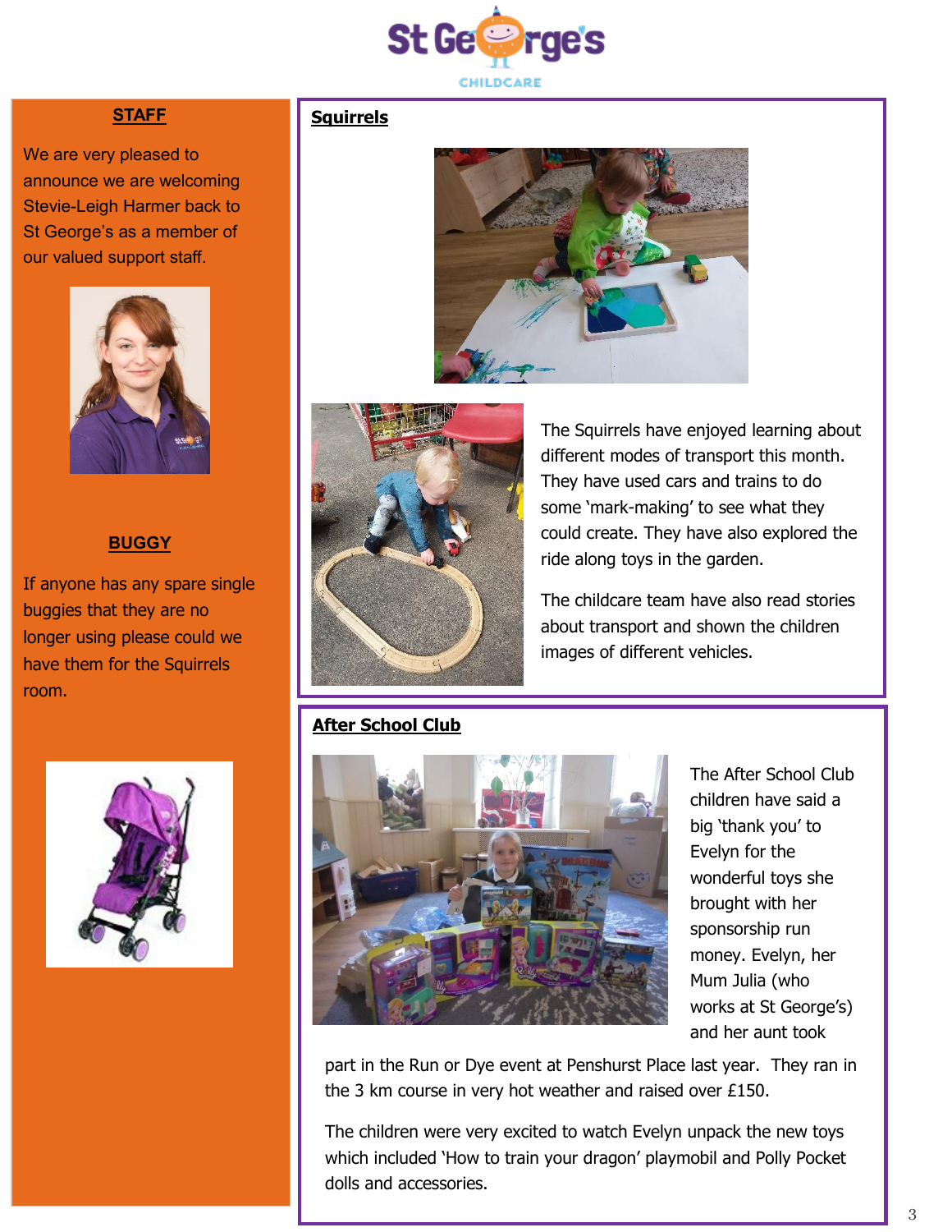## STAFF

We are very pleased to announce we are welcoming Stevie-Leigh Harmer back to St George's as a member of our valued support staff.

## BUGGY

If anyone has any spare single buggies that they are no longer using please could we have them for the Squirrels room.

## Squirrels

The Squirrels have enjoyed learning about different modes of transport this month. They have used cars and trains to do some 'mark-making' to see what they could create. They have also explored the ride along toys in the garden.

The childcare team have also read stories about transport and shown the children images of different vehicles.

## After School Club

The After School Club children have said a big 'thank you' to Evelyn for the wonderful toys she brought with her sponsorship run money. Evelyn, her Mum Julia (who works at St George's) and her aunt took part in the Run or Dye event at Penshurst Place last year. They ran in the 3 km course in very hot weather and raised over £150.

The children were very excited to watch Evelyn unpack the new toys which included 'How to train your dragon' playmobil and Polly Pocket dolls and accessories.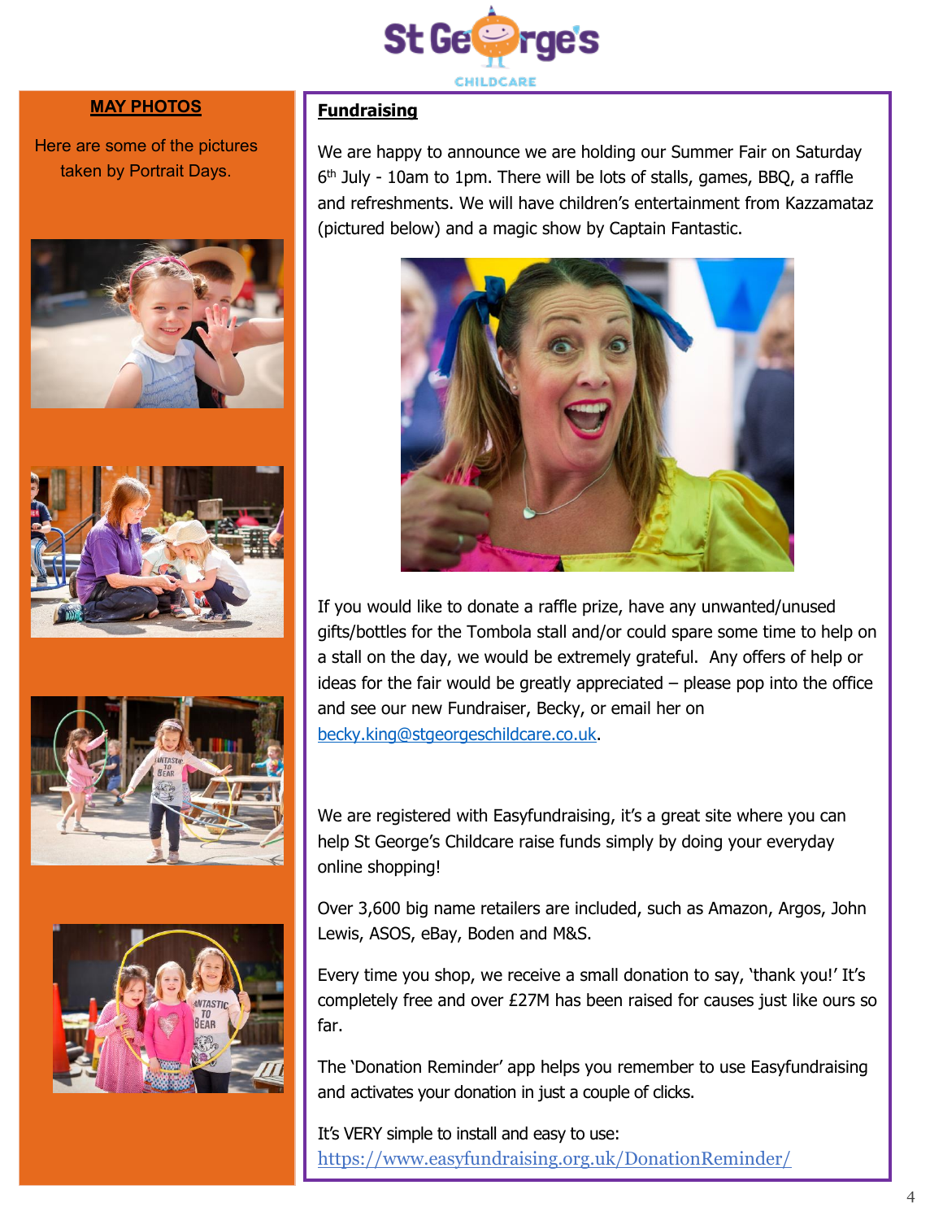## MAY PHOTOS

Here are some of the pictures taken by Portrait Days.

## Fundraising

We are happy to announce we are holding our Summer Fair on Saturday 6th July - 10am to 1pm. There will be lots of stalls, games, BBQ, a raffle and refreshments. We will have children's entertainment from Kazzamataz (pictured below) and a magic show by Captain Fantastic.

If you would like to donate a raffle prize, have any unwanted/unused gifts/bottles for the Tombola stall and/or could spare some time to help on a stall on the day, we would be extremely grateful. Any offers of help or ideas for the fair would be greatly appreciated – please pop into the office and see our new Fundraiser, Becky, or email her on becky.king@stgeorgeschildcare.co.uk.

We are registered with Easyfundraising, it's a great site where you can help St George's Childcare raise funds simply by doing your everyday online shopping!

Over 3,600 big name retailers are included, such as Amazon, Argos, John Lewis, ASOS, eBay, Boden and M&S.

Every time you shop, we receive a small donation to say, 'thank you!' It's completely free and over £27M has been raised for causes just like ours so far.

The 'Donation Reminder' app helps you remember to use Easyfundraising and activates your donation in just a couple of clicks.

It's VERY simple to install and easy to use: https://www.easyfundraising.org.uk/DonationReminder/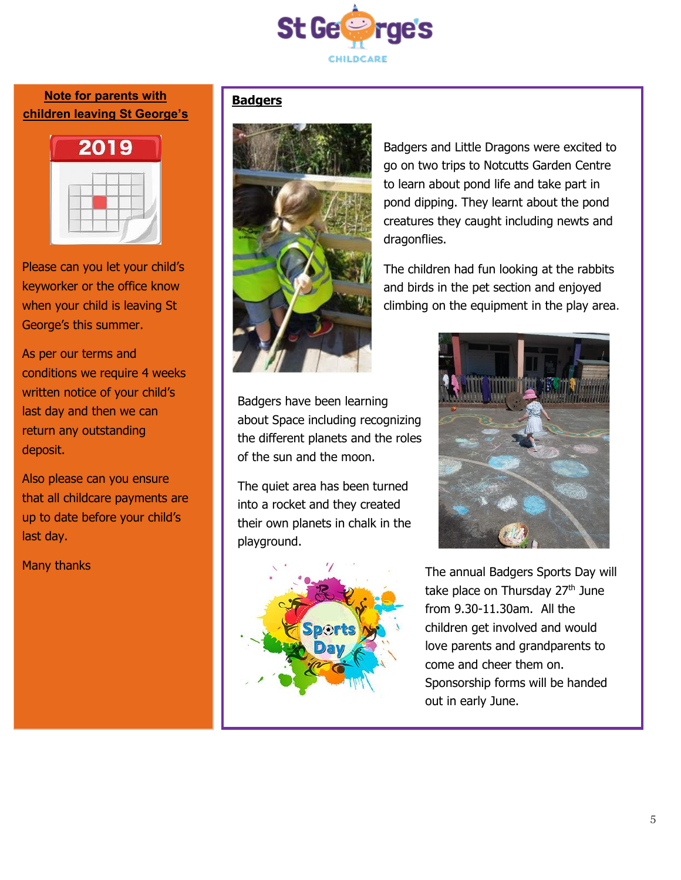St George's CHILDCARE

**Note for parents with children leaving St George's**

Please can you let your child's keyworker or the office know when your child is leaving St George's this summer.

As per our terms and conditions we require 4 weeks written notice of your child's last day and then we can return any outstanding deposit.

Also please can you ensure that all childcare payments are up to date before your child's last day.

Many thanks

**Badgers**

Badgers and Little Dragons were excited to go on two trips to Notcutts Garden Centre to learn about pond life and take part in pond dipping. They learnt about the pond creatures they caught including newts and dragonflies.

The children had fun looking at the rabbits and birds in the pet section and enjoyed climbing on the equipment in the play area.

Badgers have been learning about Space including recognizing the different planets and the roles of the sun and the moon.

The quiet area has been turned into a rocket and they created their own planets in chalk in the playground.

The annual Badgers Sports Day will take place on Thursday 27th June from 9.30-11.30am. All the children get involved and would love parents and grandparents to come and cheer them on. Sponsorship forms will be handed out in early June.